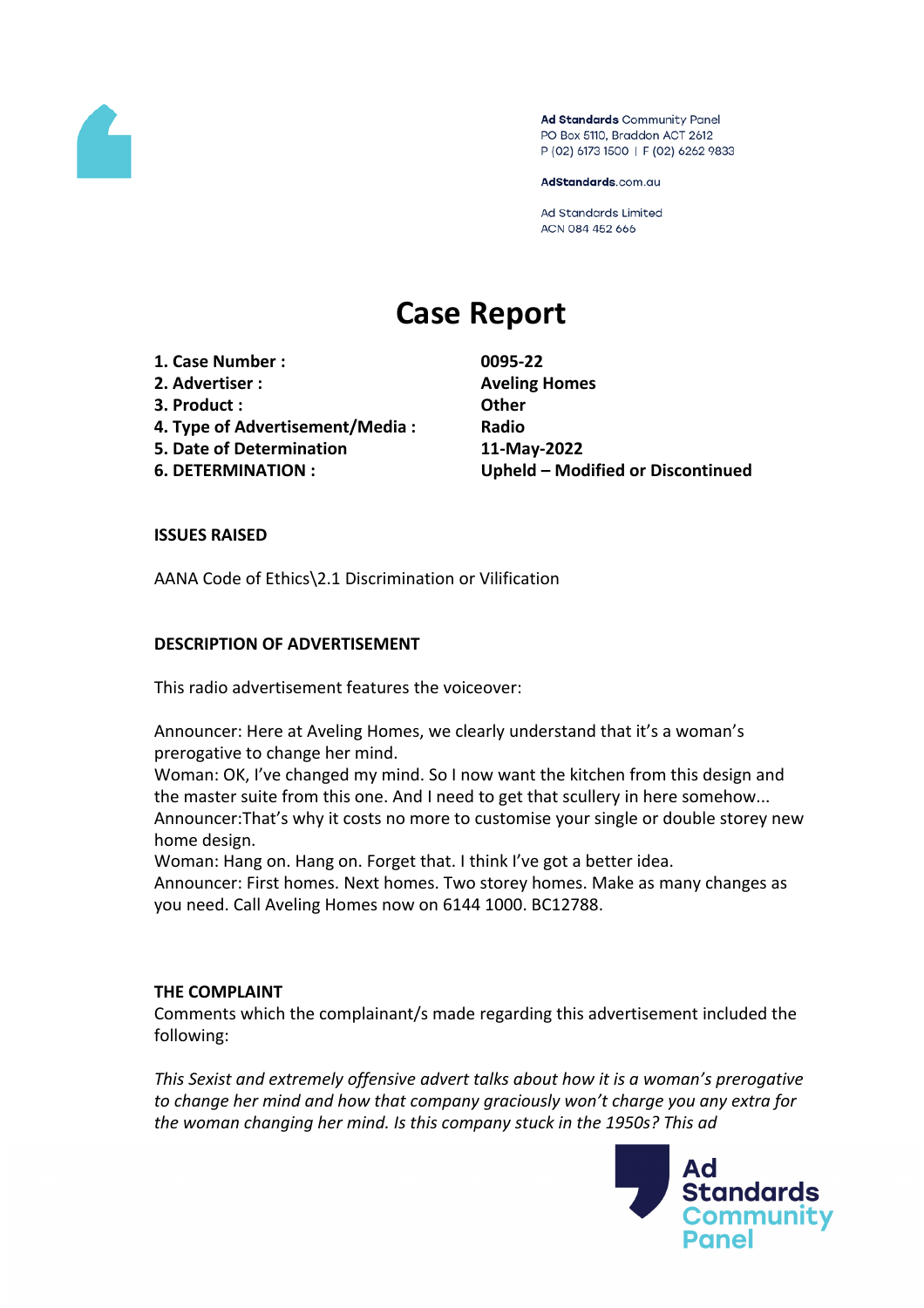Ad Standards Community Panel
PO Box 5110, Braddon ACT 2612
P (02) 6173 1500 | F (02) 6262 9833

AdStandards.com.au

Ad Standards Limited
ACN 084 452 666

# Case Report

| | |
|---|---|
| **1. Case Number :** | **0095-22** |
| **2. Advertiser :** | **Aveling Homes** |
| **3. Product :** | **Other** |
| **4. Type of Advertisement/Media :** | **Radio** |
| **5. Date of Determination** | **11-May-2022** |
| **6. DETERMINATION :** | **Upheld – Modified or Discontinued** |

### ISSUES RAISED

AANA Code of Ethics\2.1 Discrimination or Vilification

### DESCRIPTION OF ADVERTISEMENT

This radio advertisement features the voiceover:

Announcer: Here at Aveling Homes, we clearly understand that it's a woman's prerogative to change her mind.
Woman: OK, I've changed my mind. So I now want the kitchen from this design and the master suite from this one. And I need to get that scullery in here somehow...
Announcer:That's why it costs no more to customise your single or double storey new home design.
Woman: Hang on. Hang on. Forget that. I think I've got a better idea.
Announcer: First homes. Next homes. Two storey homes. Make as many changes as you need. Call Aveling Homes now on 6144 1000. BC12788.

### THE COMPLAINT

Comments which the complainant/s made regarding this advertisement included the following:

*This Sexist and extremely offensive advert talks about how it is a woman's prerogative to change her mind and how that company graciously won't charge you any extra for the woman changing her mind. Is this company stuck in the 1950s? This ad*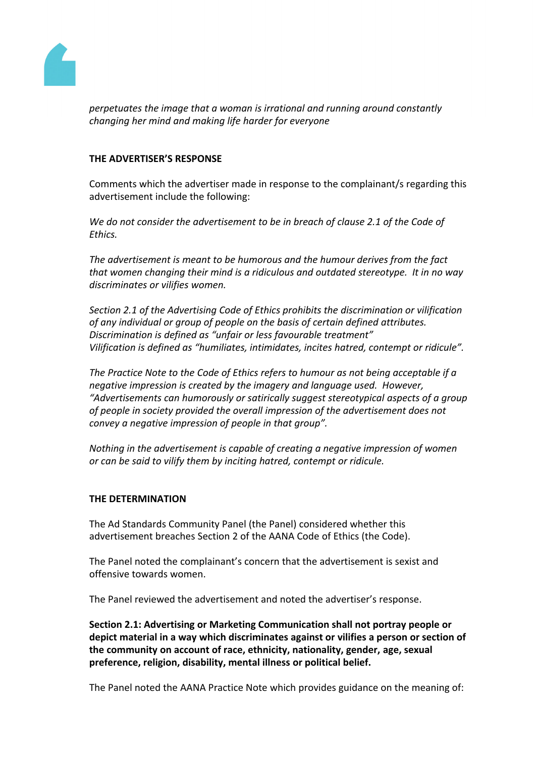*perpetuates the image that a woman is irrational and running around constantly changing her mind and making life harder for everyone*

**THE ADVERTISER'S RESPONSE**

Comments which the advertiser made in response to the complainant/s regarding this advertisement include the following:

*We do not consider the advertisement to be in breach of clause 2.1 of the Code of Ethics.*

*The advertisement is meant to be humorous and the humour derives from the fact that women changing their mind is a ridiculous and outdated stereotype. It in no way discriminates or vilifies women.*

*Section 2.1 of the Advertising Code of Ethics prohibits the discrimination or vilification of any individual or group of people on the basis of certain defined attributes. Discrimination is defined as "unfair or less favourable treatment" Vilification is defined as "humiliates, intimidates, incites hatred, contempt or ridicule".*

*The Practice Note to the Code of Ethics refers to humour as not being acceptable if a negative impression is created by the imagery and language used. However, "Advertisements can humorously or satirically suggest stereotypical aspects of a group of people in society provided the overall impression of the advertisement does not convey a negative impression of people in that group".*

*Nothing in the advertisement is capable of creating a negative impression of women or can be said to vilify them by inciting hatred, contempt or ridicule.*

**THE DETERMINATION**

The Ad Standards Community Panel (the Panel) considered whether this advertisement breaches Section 2 of the AANA Code of Ethics (the Code).

The Panel noted the complainant's concern that the advertisement is sexist and offensive towards women.

The Panel reviewed the advertisement and noted the advertiser's response.

**Section 2.1: Advertising or Marketing Communication shall not portray people or depict material in a way which discriminates against or vilifies a person or section of the community on account of race, ethnicity, nationality, gender, age, sexual preference, religion, disability, mental illness or political belief.**

The Panel noted the AANA Practice Note which provides guidance on the meaning of: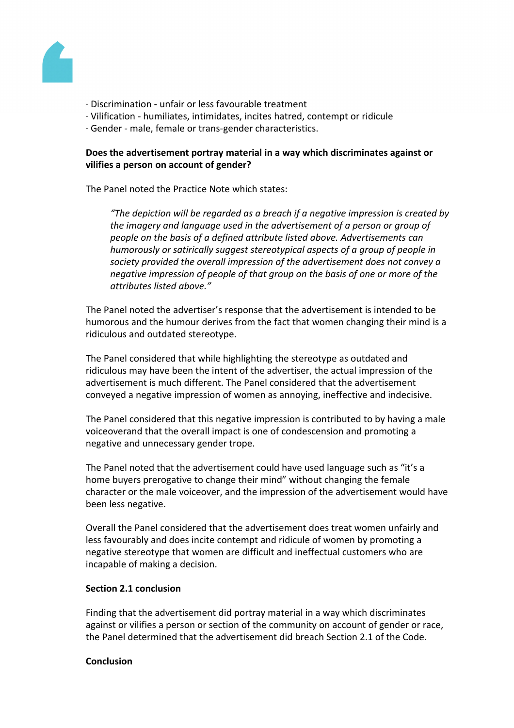· Discrimination - unfair or less favourable treatment
· Vilification - humiliates, intimidates, incites hatred, contempt or ridicule
· Gender - male, female or trans-gender characteristics.

**Does the advertisement portray material in a way which discriminates against or vilifies a person on account of gender?**

The Panel noted the Practice Note which states:

> *"The depiction will be regarded as a breach if a negative impression is created by the imagery and language used in the advertisement of a person or group of people on the basis of a defined attribute listed above. Advertisements can humorously or satirically suggest stereotypical aspects of a group of people in society provided the overall impression of the advertisement does not convey a negative impression of people of that group on the basis of one or more of the attributes listed above."*

The Panel noted the advertiser's response that the advertisement is intended to be humorous and the humour derives from the fact that women changing their mind is a ridiculous and outdated stereotype.

The Panel considered that while highlighting the stereotype as outdated and ridiculous may have been the intent of the advertiser, the actual impression of the advertisement is much different. The Panel considered that the advertisement conveyed a negative impression of women as annoying, ineffective and indecisive.

The Panel considered that this negative impression is contributed to by having a male voiceoverand that the overall impact is one of condescension and promoting a negative and unnecessary gender trope.

The Panel noted that the advertisement could have used language such as "it's a home buyers prerogative to change their mind" without changing the female character or the male voiceover, and the impression of the advertisement would have been less negative.

Overall the Panel considered that the advertisement does treat women unfairly and less favourably and does incite contempt and ridicule of women by promoting a negative stereotype that women are difficult and ineffectual customers who are incapable of making a decision.

**Section 2.1 conclusion**

Finding that the advertisement did portray material in a way which discriminates against or vilifies a person or section of the community on account of gender or race, the Panel determined that the advertisement did breach Section 2.1 of the Code.

**Conclusion**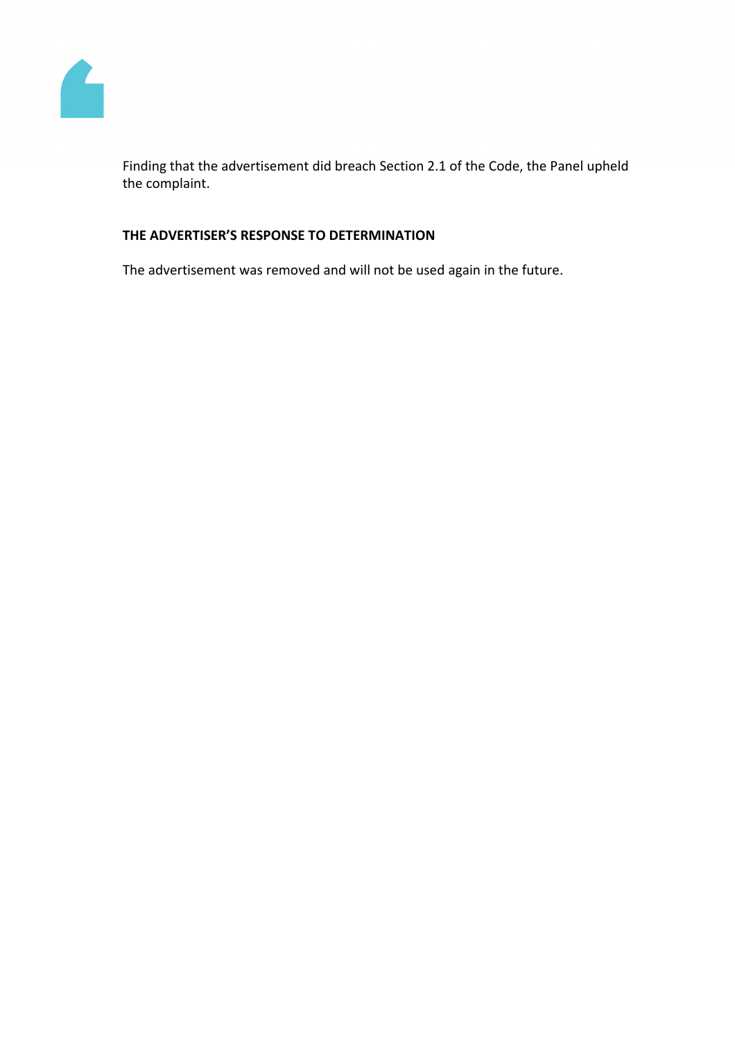Finding that the advertisement did breach Section 2.1 of the Code, the Panel upheld the complaint.

**THE ADVERTISER'S RESPONSE TO DETERMINATION**

The advertisement was removed and will not be used again in the future.